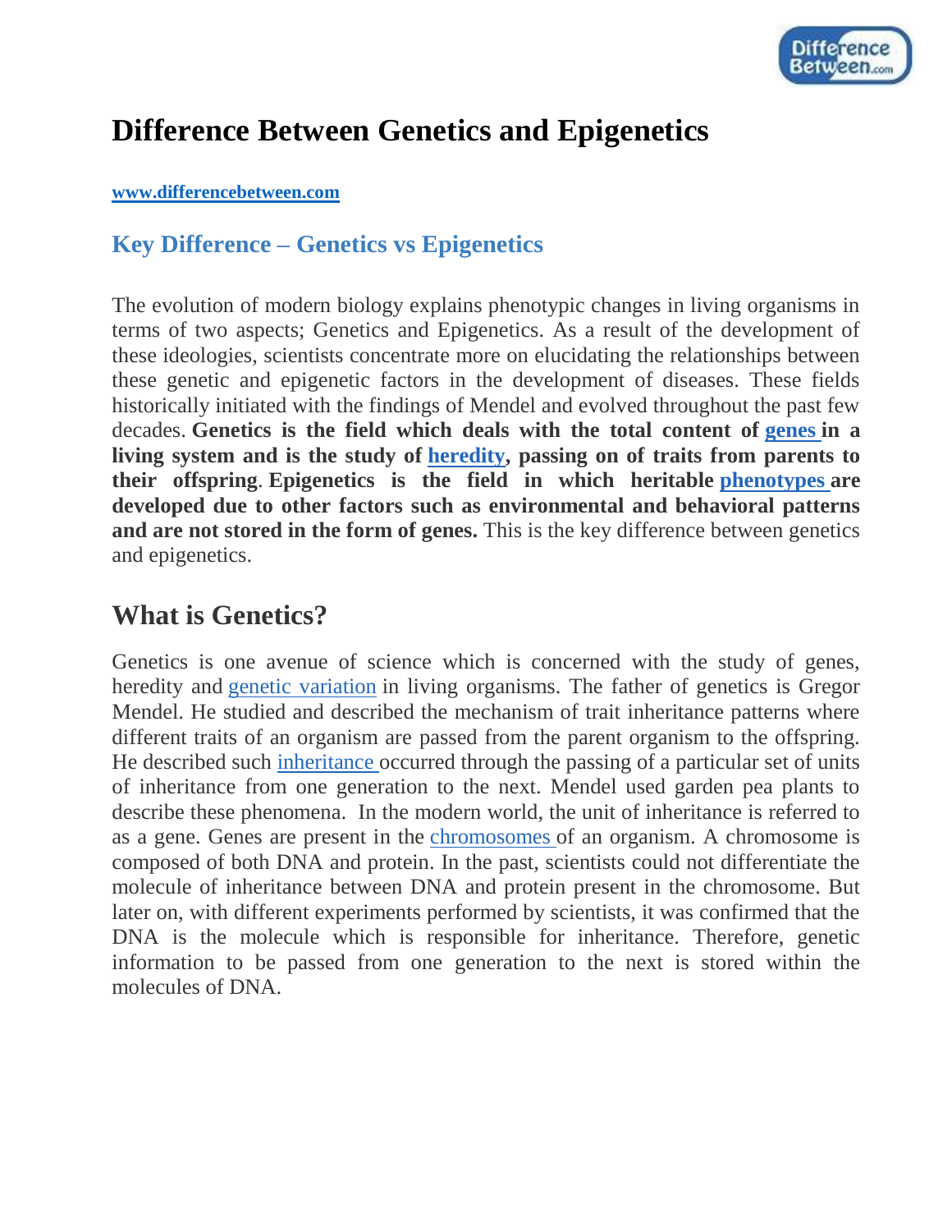# Difference Between Genetics and Epigenetics

**www.differencebetween.com**

## Key Difference – Genetics vs Epigenetics

The evolution of modern biology explains phenotypic changes in living organisms in terms of two aspects; Genetics and Epigenetics. As a result of the development of these ideologies, scientists concentrate more on elucidating the relationships between these genetic and epigenetic factors in the development of diseases. These fields historically initiated with the findings of Mendel and evolved throughout the past few decades. **Genetics is the field which deals with the total content of genes in a living system and is the study of heredity, passing on of traits from parents to their offspring**. **Epigenetics is the field in which heritable phenotypes are developed due to other factors such as environmental and behavioral patterns and are not stored in the form of genes.** This is the key difference between genetics and epigenetics.

## What is Genetics?

Genetics is one avenue of science which is concerned with the study of genes, heredity and genetic variation in living organisms. The father of genetics is Gregor Mendel. He studied and described the mechanism of trait inheritance patterns where different traits of an organism are passed from the parent organism to the offspring. He described such inheritance occurred through the passing of a particular set of units of inheritance from one generation to the next. Mendel used garden pea plants to describe these phenomena. In the modern world, the unit of inheritance is referred to as a gene. Genes are present in the chromosomes of an organism. A chromosome is composed of both DNA and protein. In the past, scientists could not differentiate the molecule of inheritance between DNA and protein present in the chromosome. But later on, with different experiments performed by scientists, it was confirmed that the DNA is the molecule which is responsible for inheritance. Therefore, genetic information to be passed from one generation to the next is stored within the molecules of DNA.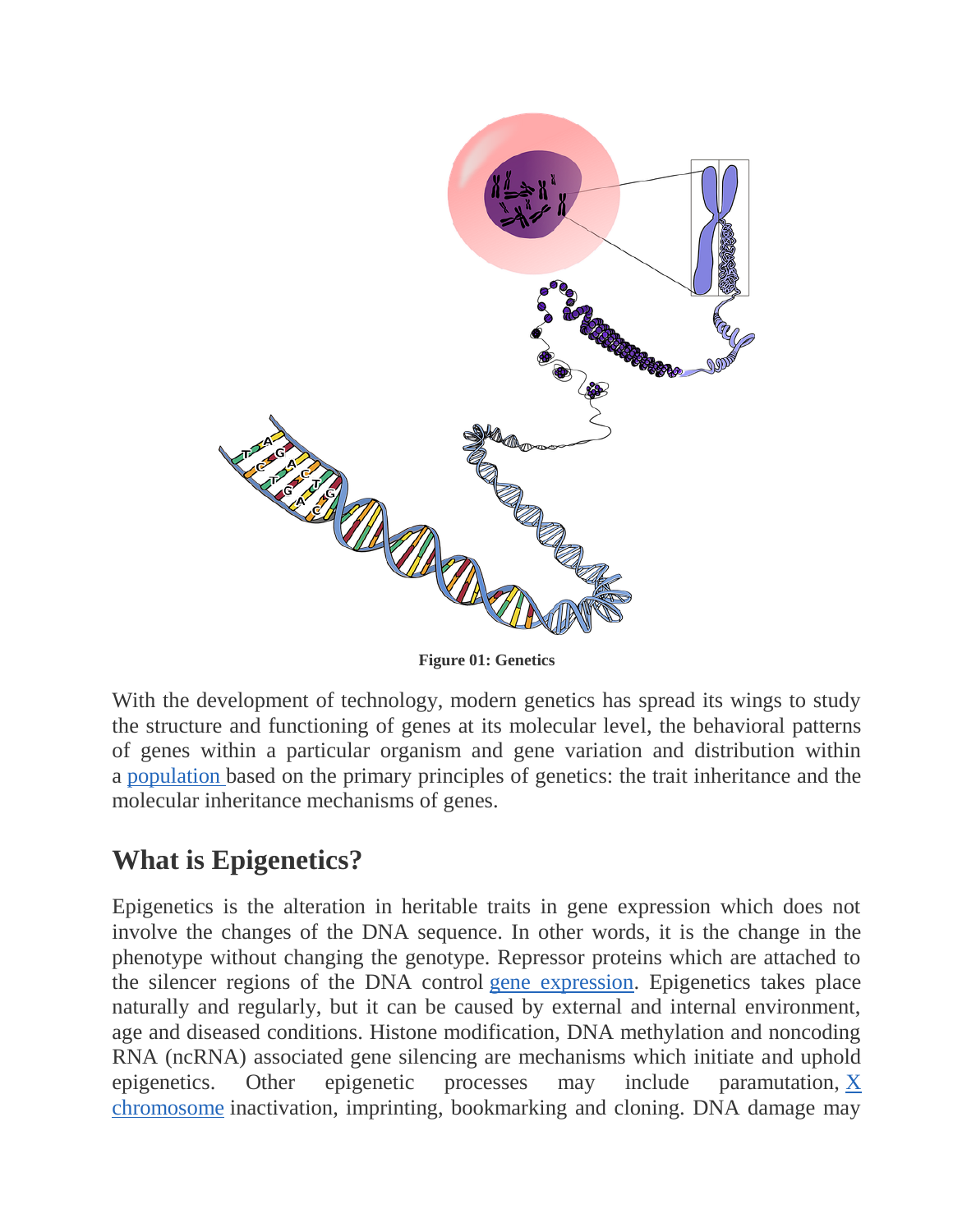**Figure 01: Genetics**

With the development of technology, modern genetics has spread its wings to study the structure and functioning of genes at its molecular level, the behavioral patterns of genes within a particular organism and gene variation and distribution within a population based on the primary principles of genetics: the trait inheritance and the molecular inheritance mechanisms of genes.

## What is Epigenetics?

Epigenetics is the alteration in heritable traits in gene expression which does not involve the changes of the DNA sequence. In other words, it is the change in the phenotype without changing the genotype. Repressor proteins which are attached to the silencer regions of the DNA control gene expression. Epigenetics takes place naturally and regularly, but it can be caused by external and internal environment, age and diseased conditions. Histone modification, DNA methylation and noncoding RNA (ncRNA) associated gene silencing are mechanisms which initiate and uphold epigenetics. Other epigenetic processes may include paramutation, X chromosome inactivation, imprinting, bookmarking and cloning. DNA damage may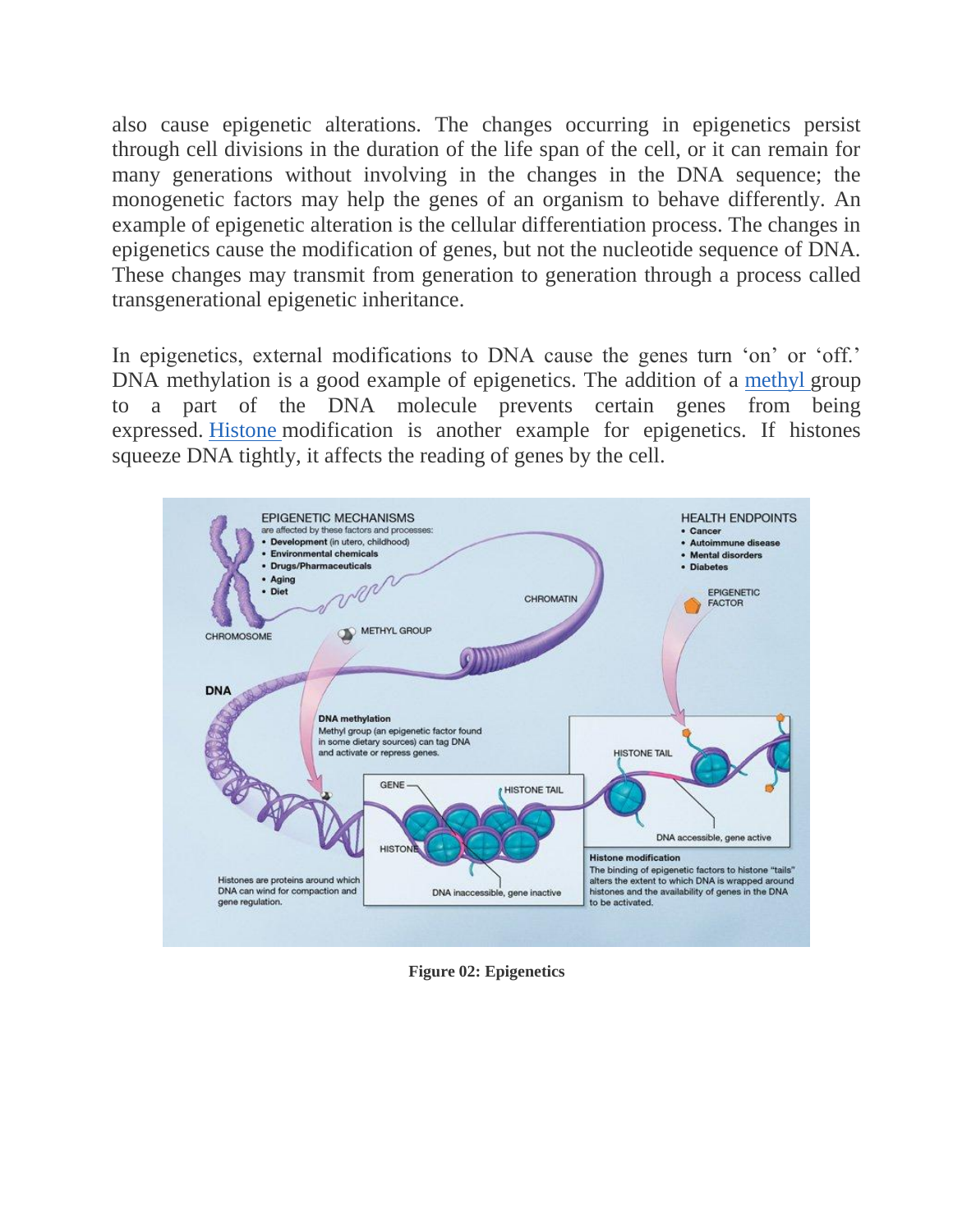also cause epigenetic alterations. The changes occurring in epigenetics persist through cell divisions in the duration of the life span of the cell, or it can remain for many generations without involving in the changes in the DNA sequence; the monogenetic factors may help the genes of an organism to behave differently. An example of epigenetic alteration is the cellular differentiation process. The changes in epigenetics cause the modification of genes, but not the nucleotide sequence of DNA. These changes may transmit from generation to generation through a process called transgenerational epigenetic inheritance.

In epigenetics, external modifications to DNA cause the genes turn 'on' or 'off.' DNA methylation is a good example of epigenetics. The addition of a methyl group to a part of the DNA molecule prevents certain genes from being expressed. Histone modification is another example for epigenetics. If histones squeeze DNA tightly, it affects the reading of genes by the cell.

**Figure 02: Epigenetics**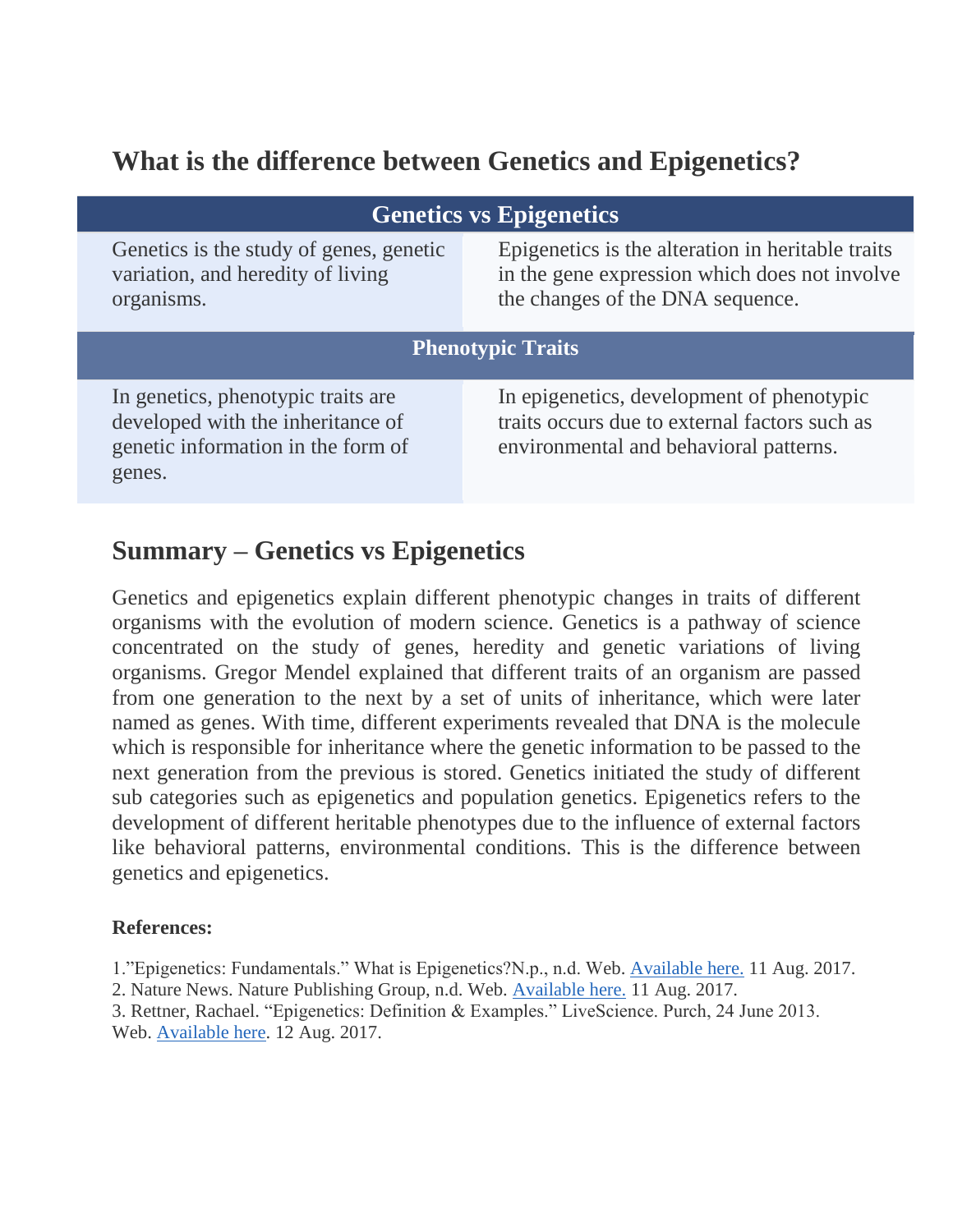## What is the difference between Genetics and Epigenetics?

| Genetics vs Epigenetics | |
|---|---|
| Genetics is the study of genes, genetic variation, and heredity of living organisms. | Epigenetics is the alteration in heritable traits in the gene expression which does not involve the changes of the DNA sequence. |
| **Phenotypic Traits** | |
| In genetics, phenotypic traits are developed with the inheritance of genetic information in the form of genes. | In epigenetics, development of phenotypic traits occurs due to external factors such as environmental and behavioral patterns. |

## Summary – Genetics vs Epigenetics

Genetics and epigenetics explain different phenotypic changes in traits of different organisms with the evolution of modern science. Genetics is a pathway of science concentrated on the study of genes, heredity and genetic variations of living organisms. Gregor Mendel explained that different traits of an organism are passed from one generation to the next by a set of units of inheritance, which were later named as genes. With time, different experiments revealed that DNA is the molecule which is responsible for inheritance where the genetic information to be passed to the next generation from the previous is stored. Genetics initiated the study of different sub categories such as epigenetics and population genetics. Epigenetics refers to the development of different heritable phenotypes due to the influence of external factors like behavioral patterns, environmental conditions. This is the difference between genetics and epigenetics.

**References:**

1."Epigenetics: Fundamentals." What is Epigenetics?N.p., n.d. Web. Available here. 11 Aug. 2017.
2. Nature News. Nature Publishing Group, n.d. Web. Available here. 11 Aug. 2017.
3. Rettner, Rachael. "Epigenetics: Definition & Examples." LiveScience. Purch, 24 June 2013. Web. Available here. 12 Aug. 2017.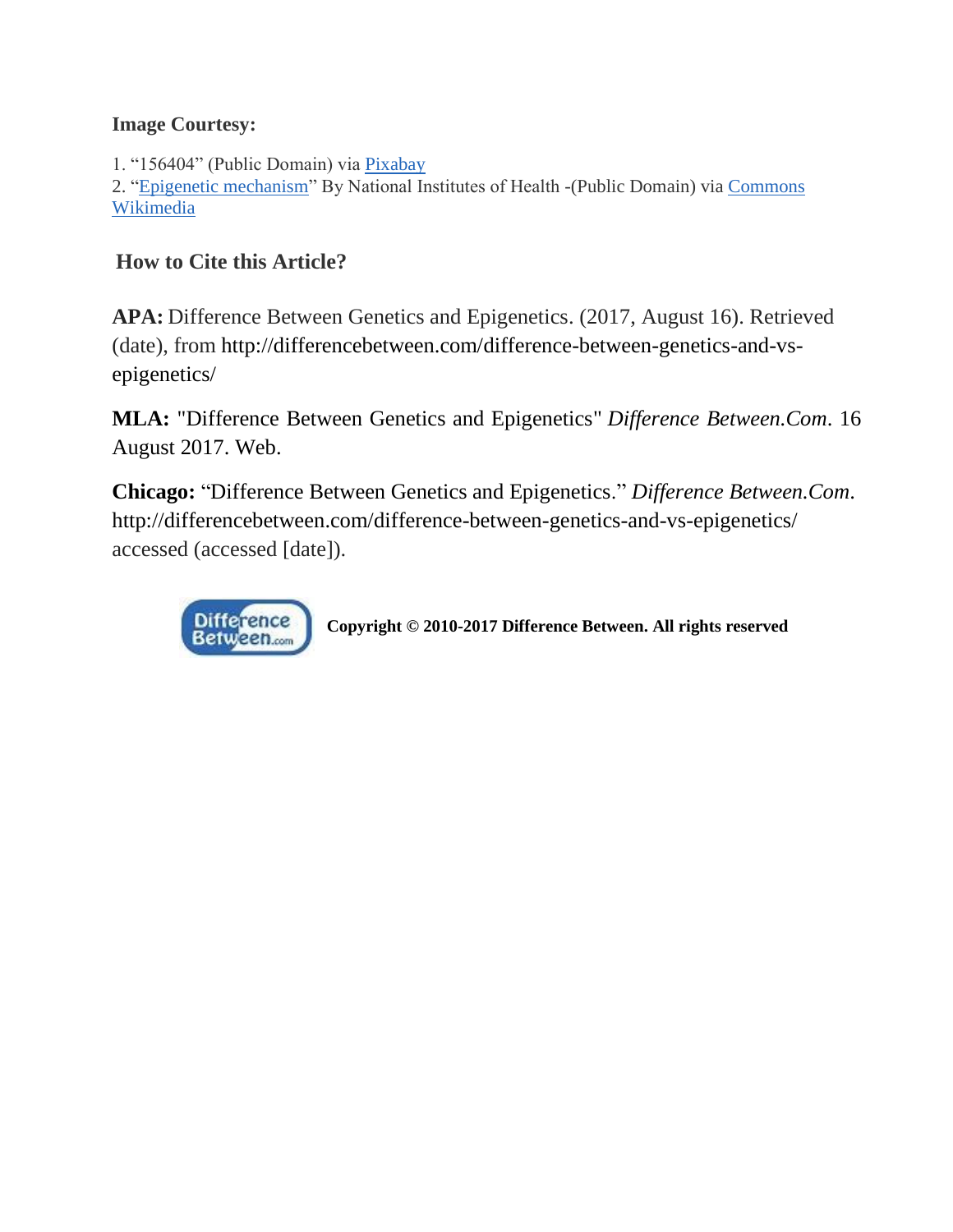**Image Courtesy:**

1. "156404" (Public Domain) via Pixabay
2. "Epigenetic mechanism" By National Institutes of Health -(Public Domain) via Commons Wikimedia

## How to Cite this Article?

**APA:** Difference Between Genetics and Epigenetics. (2017, August 16). Retrieved (date), from http://differencebetween.com/difference-between-genetics-and-vs-epigenetics/

**MLA:** "Difference Between Genetics and Epigenetics" *Difference Between.Com*. 16 August 2017. Web.

**Chicago:** "Difference Between Genetics and Epigenetics." *Difference Between.Com*. http://differencebetween.com/difference-between-genetics-and-vs-epigenetics/ accessed (accessed [date]).

**Copyright © 2010-2017 Difference Between. All rights reserved**